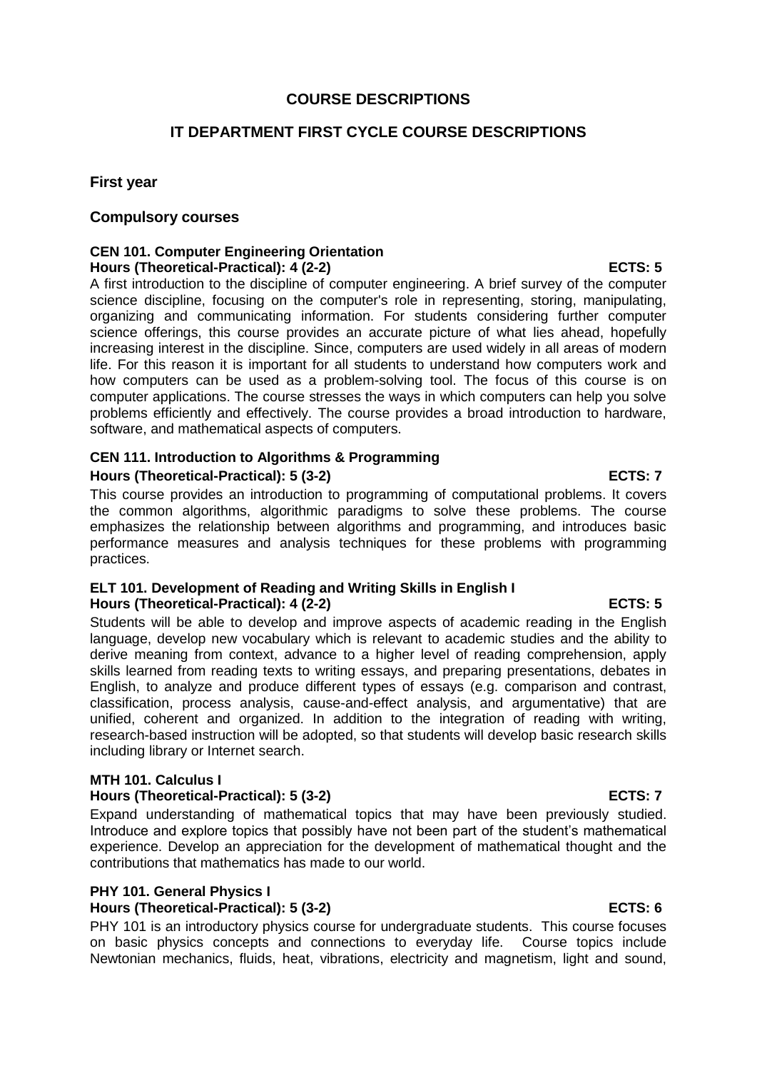# COURSE DESCRIPTIONS

## IT DEPARTMENT FIRST CYCLE COURSE DESCRIPTIONS

### First year

### Compulsory courses

**CEN 101. Computer Engineering Orientation**
**Hours (Theoretical-Practical): 4 (2-2) ECTS: 5**

A first introduction to the discipline of computer engineering. A brief survey of the computer science discipline, focusing on the computer's role in representing, storing, manipulating, organizing and communicating information. For students considering further computer science offerings, this course provides an accurate picture of what lies ahead, hopefully increasing interest in the discipline. Since, computers are used widely in all areas of modern life. For this reason it is important for all students to understand how computers work and how computers can be used as a problem-solving tool. The focus of this course is on computer applications. The course stresses the ways in which computers can help you solve problems efficiently and effectively. The course provides a broad introduction to hardware, software, and mathematical aspects of computers.

**CEN 111. Introduction to Algorithms & Programming**
**Hours (Theoretical-Practical): 5 (3-2) ECTS: 7**

This course provides an introduction to programming of computational problems. It covers the common algorithms, algorithmic paradigms to solve these problems. The course emphasizes the relationship between algorithms and programming, and introduces basic performance measures and analysis techniques for these problems with programming practices.

**ELT 101. Development of Reading and Writing Skills in English I**
**Hours (Theoretical-Practical): 4 (2-2) ECTS: 5**

Students will be able to develop and improve aspects of academic reading in the English language, develop new vocabulary which is relevant to academic studies and the ability to derive meaning from context, advance to a higher level of reading comprehension, apply skills learned from reading texts to writing essays, and preparing presentations, debates in English, to analyze and produce different types of essays (e.g. comparison and contrast, classification, process analysis, cause-and-effect analysis, and argumentative) that are unified, coherent and organized. In addition to the integration of reading with writing, research-based instruction will be adopted, so that students will develop basic research skills including library or Internet search.

**MTH 101. Calculus I**
**Hours (Theoretical-Practical): 5 (3-2) ECTS: 7**

Expand understanding of mathematical topics that may have been previously studied. Introduce and explore topics that possibly have not been part of the student's mathematical experience. Develop an appreciation for the development of mathematical thought and the contributions that mathematics has made to our world.

**PHY 101. General Physics I**
**Hours (Theoretical-Practical): 5 (3-2) ECTS: 6**

PHY 101 is an introductory physics course for undergraduate students. This course focuses on basic physics concepts and connections to everyday life. Course topics include Newtonian mechanics, fluids, heat, vibrations, electricity and magnetism, light and sound,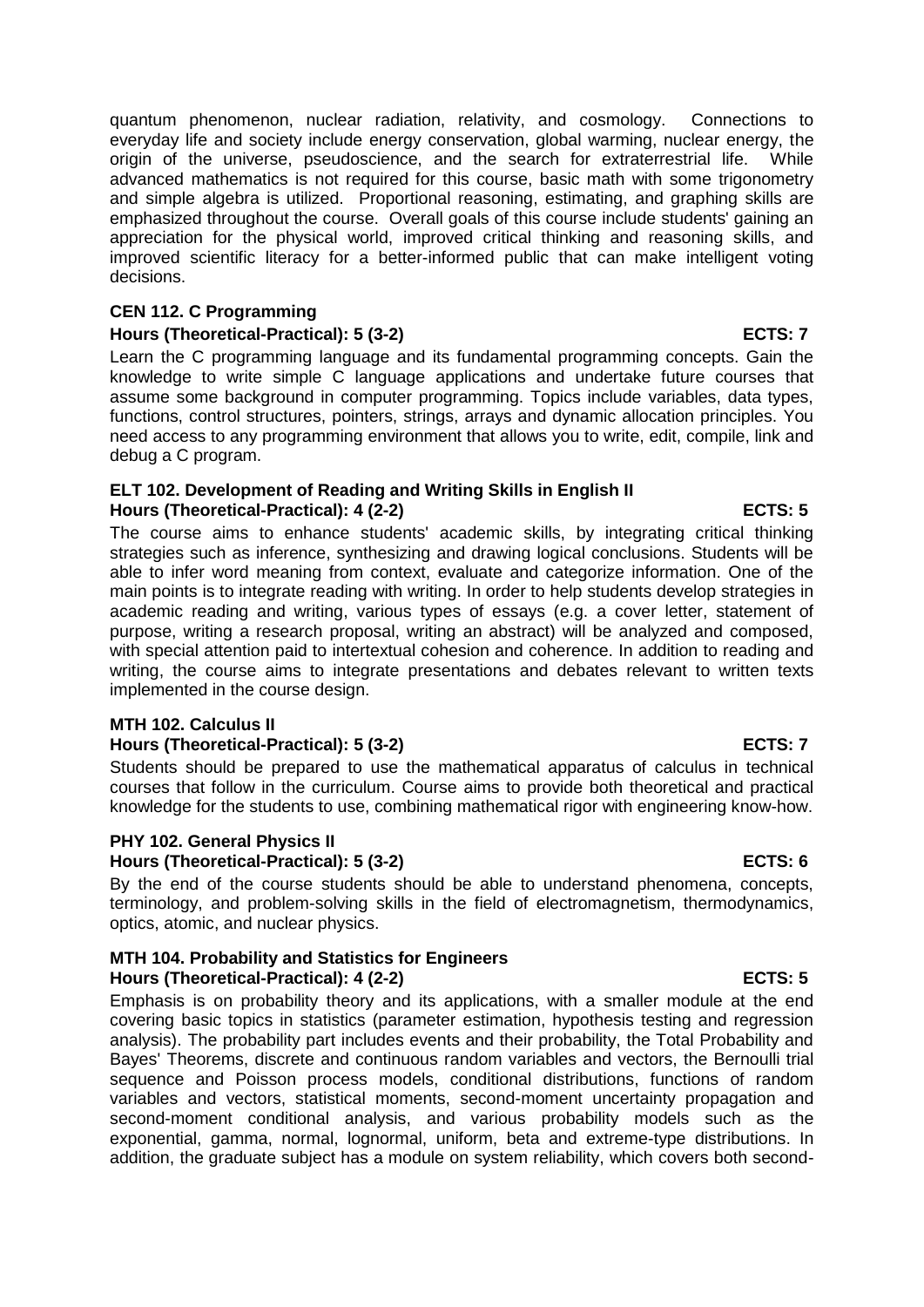quantum phenomenon, nuclear radiation, relativity, and cosmology. Connections to everyday life and society include energy conservation, global warming, nuclear energy, the origin of the universe, pseudoscience, and the search for extraterrestrial life. While advanced mathematics is not required for this course, basic math with some trigonometry and simple algebra is utilized. Proportional reasoning, estimating, and graphing skills are emphasized throughout the course. Overall goals of this course include students' gaining an appreciation for the physical world, improved critical thinking and reasoning skills, and improved scientific literacy for a better-informed public that can make intelligent voting decisions.

**CEN 112. C Programming**
**Hours (Theoretical-Practical): 5 (3-2) ECTS: 7**

Learn the C programming language and its fundamental programming concepts. Gain the knowledge to write simple C language applications and undertake future courses that assume some background in computer programming. Topics include variables, data types, functions, control structures, pointers, strings, arrays and dynamic allocation principles. You need access to any programming environment that allows you to write, edit, compile, link and debug a C program.

**ELT 102. Development of Reading and Writing Skills in English II**
**Hours (Theoretical-Practical): 4 (2-2) ECTS: 5**

The course aims to enhance students' academic skills, by integrating critical thinking strategies such as inference, synthesizing and drawing logical conclusions. Students will be able to infer word meaning from context, evaluate and categorize information. One of the main points is to integrate reading with writing. In order to help students develop strategies in academic reading and writing, various types of essays (e.g. a cover letter, statement of purpose, writing a research proposal, writing an abstract) will be analyzed and composed, with special attention paid to intertextual cohesion and coherence. In addition to reading and writing, the course aims to integrate presentations and debates relevant to written texts implemented in the course design.

**MTH 102. Calculus II**
**Hours (Theoretical-Practical): 5 (3-2) ECTS: 7**

Students should be prepared to use the mathematical apparatus of calculus in technical courses that follow in the curriculum. Course aims to provide both theoretical and practical knowledge for the students to use, combining mathematical rigor with engineering know-how.

**PHY 102. General Physics II**
**Hours (Theoretical-Practical): 5 (3-2) ECTS: 6**

By the end of the course students should be able to understand phenomena, concepts, terminology, and problem-solving skills in the field of electromagnetism, thermodynamics, optics, atomic, and nuclear physics.

**MTH 104. Probability and Statistics for Engineers**
**Hours (Theoretical-Practical): 4 (2-2) ECTS: 5**

Emphasis is on probability theory and its applications, with a smaller module at the end covering basic topics in statistics (parameter estimation, hypothesis testing and regression analysis). The probability part includes events and their probability, the Total Probability and Bayes' Theorems, discrete and continuous random variables and vectors, the Bernoulli trial sequence and Poisson process models, conditional distributions, functions of random variables and vectors, statistical moments, second-moment uncertainty propagation and second-moment conditional analysis, and various probability models such as the exponential, gamma, normal, lognormal, uniform, beta and extreme-type distributions. In addition, the graduate subject has a module on system reliability, which covers both second-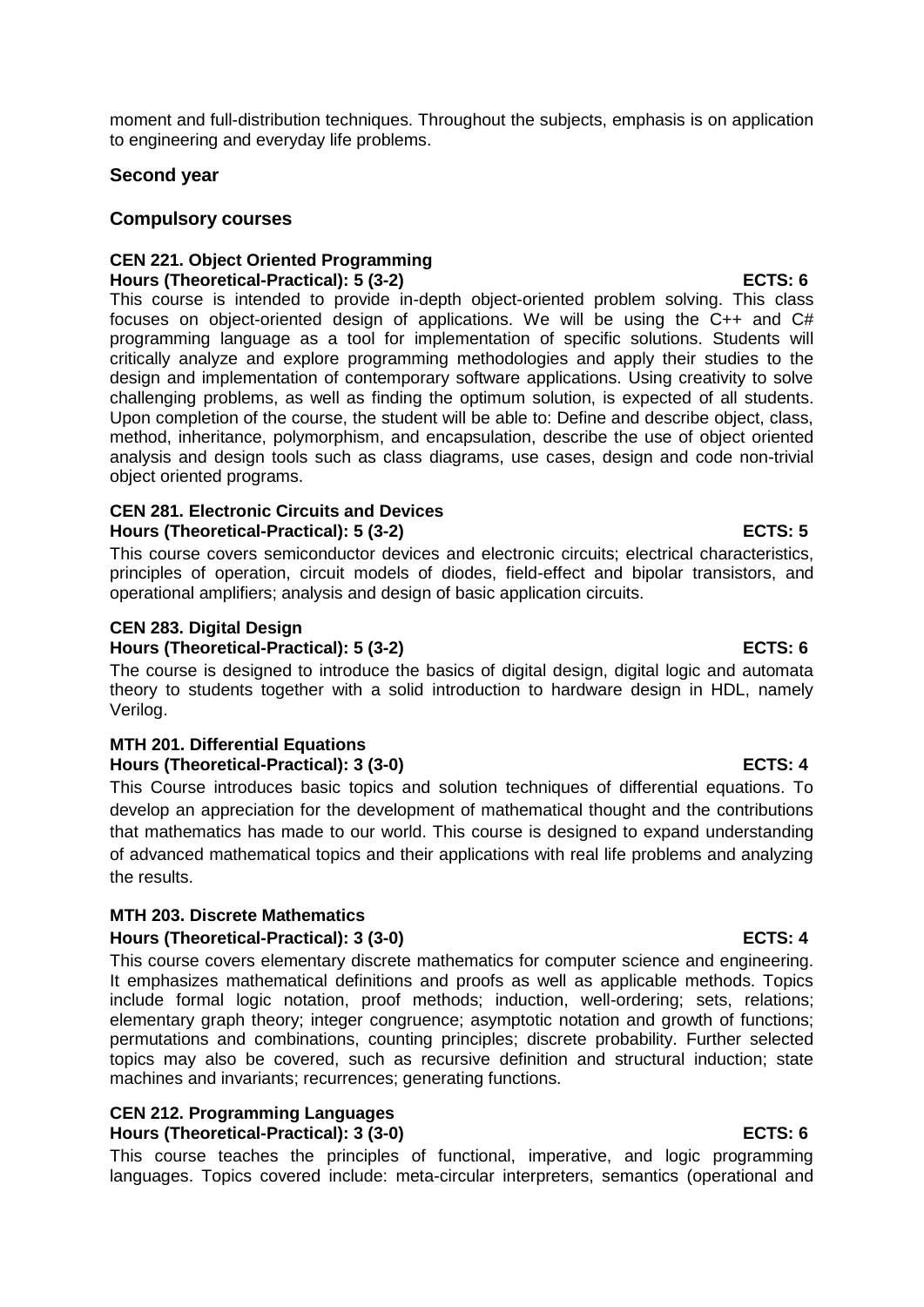moment and full-distribution techniques. Throughout the subjects, emphasis is on application to engineering and everyday life problems.

## Second year

### Compulsory courses

#### CEN 221. Object Oriented Programming

**Hours (Theoretical-Practical): 5 (3-2)** **ECTS: 6**

This course is intended to provide in-depth object-oriented problem solving. This class focuses on object-oriented design of applications. We will be using the C++ and C# programming language as a tool for implementation of specific solutions. Students will critically analyze and explore programming methodologies and apply their studies to the design and implementation of contemporary software applications. Using creativity to solve challenging problems, as well as finding the optimum solution, is expected of all students. Upon completion of the course, the student will be able to: Define and describe object, class, method, inheritance, polymorphism, and encapsulation, describe the use of object oriented analysis and design tools such as class diagrams, use cases, design and code non-trivial object oriented programs.

#### CEN 281. Electronic Circuits and Devices

**Hours (Theoretical-Practical): 5 (3-2)** **ECTS: 5**

This course covers semiconductor devices and electronic circuits; electrical characteristics, principles of operation, circuit models of diodes, field-effect and bipolar transistors, and operational amplifiers; analysis and design of basic application circuits.

#### CEN 283. Digital Design

**Hours (Theoretical-Practical): 5 (3-2)** **ECTS: 6**

The course is designed to introduce the basics of digital design, digital logic and automata theory to students together with a solid introduction to hardware design in HDL, namely Verilog.

#### MTH 201. Differential Equations

**Hours (Theoretical-Practical): 3 (3-0)** **ECTS: 4**

This Course introduces basic topics and solution techniques of differential equations. To develop an appreciation for the development of mathematical thought and the contributions that mathematics has made to our world. This course is designed to expand understanding of advanced mathematical topics and their applications with real life problems and analyzing the results.

#### MTH 203. Discrete Mathematics

**Hours (Theoretical-Practical): 3 (3-0)** **ECTS: 4**

This course covers elementary discrete mathematics for computer science and engineering. It emphasizes mathematical definitions and proofs as well as applicable methods. Topics include formal logic notation, proof methods; induction, well-ordering; sets, relations; elementary graph theory; integer congruence; asymptotic notation and growth of functions; permutations and combinations, counting principles; discrete probability. Further selected topics may also be covered, such as recursive definition and structural induction; state machines and invariants; recurrences; generating functions.

#### CEN 212. Programming Languages

**Hours (Theoretical-Practical): 3 (3-0)** **ECTS: 6**

This course teaches the principles of functional, imperative, and logic programming languages. Topics covered include: meta-circular interpreters, semantics (operational and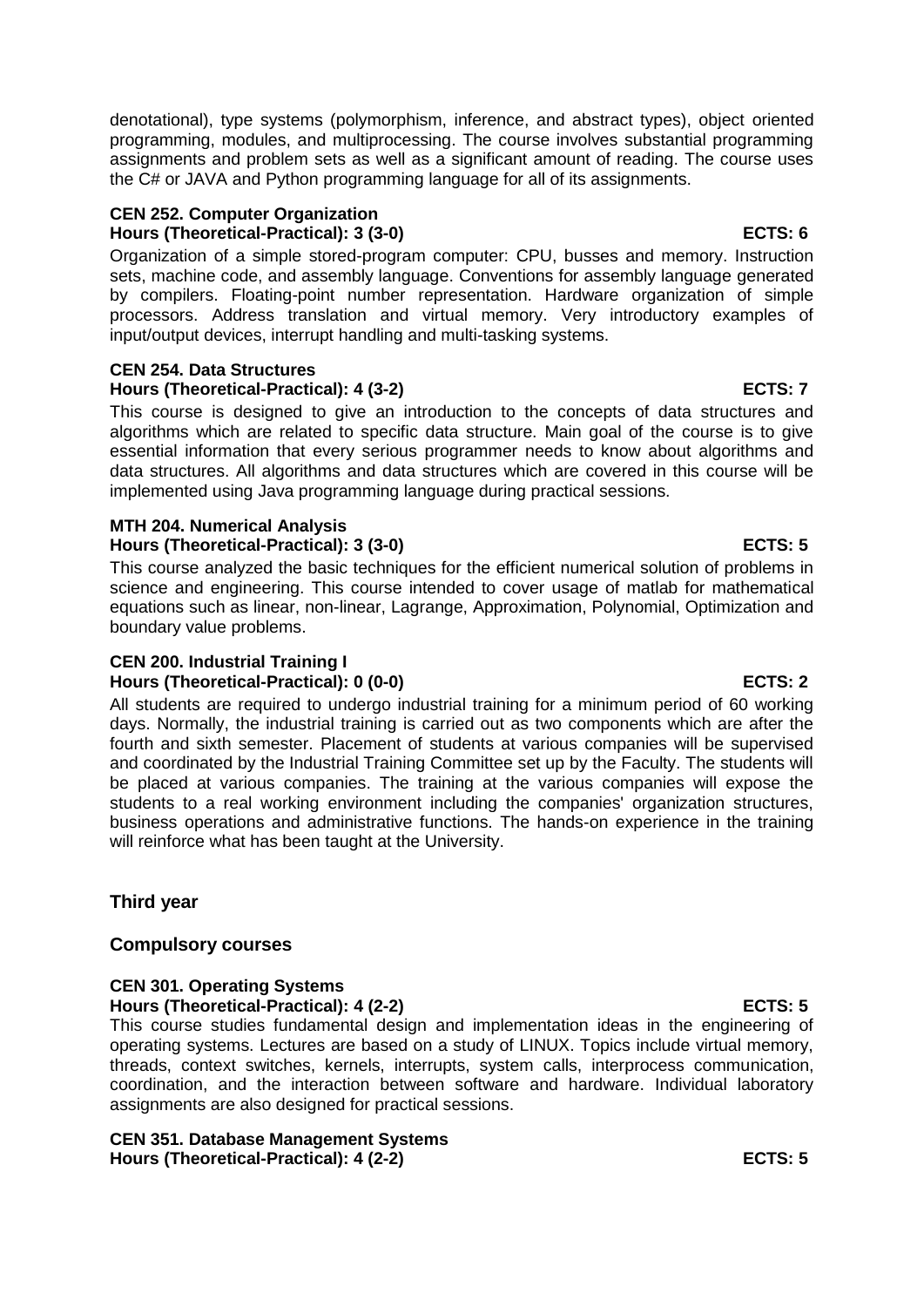denotational), type systems (polymorphism, inference, and abstract types), object oriented programming, modules, and multiprocessing. The course involves substantial programming assignments and problem sets as well as a significant amount of reading. The course uses the C# or JAVA and Python programming language for all of its assignments.

**CEN 252. Computer Organization**
**Hours (Theoretical-Practical): 3 (3-0) ECTS: 6**

Organization of a simple stored-program computer: CPU, busses and memory. Instruction sets, machine code, and assembly language. Conventions for assembly language generated by compilers. Floating-point number representation. Hardware organization of simple processors. Address translation and virtual memory. Very introductory examples of input/output devices, interrupt handling and multi-tasking systems.

**CEN 254. Data Structures**
**Hours (Theoretical-Practical): 4 (3-2) ECTS: 7**

This course is designed to give an introduction to the concepts of data structures and algorithms which are related to specific data structure. Main goal of the course is to give essential information that every serious programmer needs to know about algorithms and data structures. All algorithms and data structures which are covered in this course will be implemented using Java programming language during practical sessions.

**MTH 204. Numerical Analysis**
**Hours (Theoretical-Practical): 3 (3-0) ECTS: 5**

This course analyzed the basic techniques for the efficient numerical solution of problems in science and engineering. This course intended to cover usage of matlab for mathematical equations such as linear, non-linear, Lagrange, Approximation, Polynomial, Optimization and boundary value problems.

**CEN 200. Industrial Training I**
**Hours (Theoretical-Practical): 0 (0-0) ECTS: 2**

All students are required to undergo industrial training for a minimum period of 60 working days. Normally, the industrial training is carried out as two components which are after the fourth and sixth semester. Placement of students at various companies will be supervised and coordinated by the Industrial Training Committee set up by the Faculty. The students will be placed at various companies. The training at the various companies will expose the students to a real working environment including the companies' organization structures, business operations and administrative functions. The hands-on experience in the training will reinforce what has been taught at the University.

## Third year

### Compulsory courses

**CEN 301. Operating Systems**
**Hours (Theoretical-Practical): 4 (2-2) ECTS: 5**

This course studies fundamental design and implementation ideas in the engineering of operating systems. Lectures are based on a study of LINUX. Topics include virtual memory, threads, context switches, kernels, interrupts, system calls, interprocess communication, coordination, and the interaction between software and hardware. Individual laboratory assignments are also designed for practical sessions.

**CEN 351. Database Management Systems**
**Hours (Theoretical-Practical): 4 (2-2) ECTS: 5**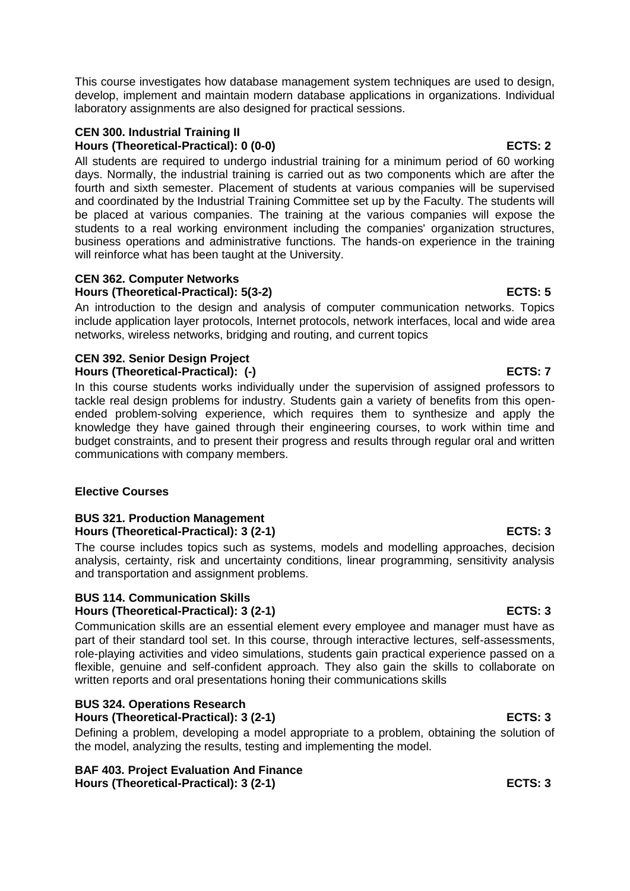This course investigates how database management system techniques are used to design, develop, implement and maintain modern database applications in organizations. Individual laboratory assignments are also designed for practical sessions.

**CEN 300. Industrial Training II**
**Hours (Theoretical-Practical): 0 (0-0) ECTS: 2**

All students are required to undergo industrial training for a minimum period of 60 working days. Normally, the industrial training is carried out as two components which are after the fourth and sixth semester. Placement of students at various companies will be supervised and coordinated by the Industrial Training Committee set up by the Faculty. The students will be placed at various companies. The training at the various companies will expose the students to a real working environment including the companies' organization structures, business operations and administrative functions. The hands-on experience in the training will reinforce what has been taught at the University.

**CEN 362. Computer Networks**
**Hours (Theoretical-Practical): 5(3-2) ECTS: 5**

An introduction to the design and analysis of computer communication networks. Topics include application layer protocols, Internet protocols, network interfaces, local and wide area networks, wireless networks, bridging and routing, and current topics

**CEN 392. Senior Design Project**
**Hours (Theoretical-Practical): (-) ECTS: 7**

In this course students works individually under the supervision of assigned professors to tackle real design problems for industry. Students gain a variety of benefits from this open-ended problem-solving experience, which requires them to synthesize and apply the knowledge they have gained through their engineering courses, to work within time and budget constraints, and to present their progress and results through regular oral and written communications with company members.

**Elective Courses**

**BUS 321. Production Management**
**Hours (Theoretical-Practical): 3 (2-1) ECTS: 3**

The course includes topics such as systems, models and modelling approaches, decision analysis, certainty, risk and uncertainty conditions, linear programming, sensitivity analysis and transportation and assignment problems.

**BUS 114. Communication Skills**
**Hours (Theoretical-Practical): 3 (2-1) ECTS: 3**

Communication skills are an essential element every employee and manager must have as part of their standard tool set. In this course, through interactive lectures, self-assessments, role-playing activities and video simulations, students gain practical experience passed on a flexible, genuine and self-confident approach. They also gain the skills to collaborate on written reports and oral presentations honing their communications skills

**BUS 324. Operations Research**
**Hours (Theoretical-Practical): 3 (2-1) ECTS: 3**

Defining a problem, developing a model appropriate to a problem, obtaining the solution of the model, analyzing the results, testing and implementing the model.

**BAF 403. Project Evaluation And Finance**
**Hours (Theoretical-Practical): 3 (2-1) ECTS: 3**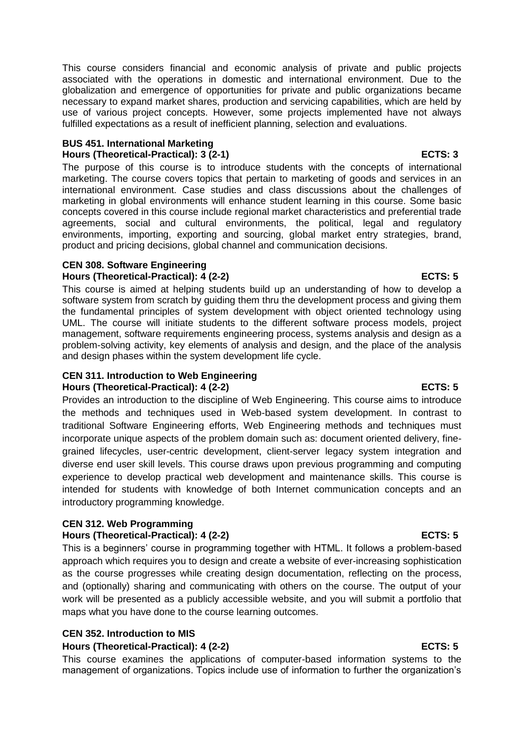This course considers financial and economic analysis of private and public projects associated with the operations in domestic and international environment. Due to the globalization and emergence of opportunities for private and public organizations became necessary to expand market shares, production and servicing capabilities, which are held by use of various project concepts. However, some projects implemented have not always fulfilled expectations as a result of inefficient planning, selection and evaluations.

### BUS 451. International Marketing

**Hours (Theoretical-Practical): 3 (2-1) ECTS: 3**

The purpose of this course is to introduce students with the concepts of international marketing. The course covers topics that pertain to marketing of goods and services in an international environment. Case studies and class discussions about the challenges of marketing in global environments will enhance student learning in this course. Some basic concepts covered in this course include regional market characteristics and preferential trade agreements, social and cultural environments, the political, legal and regulatory environments, importing, exporting and sourcing, global market entry strategies, brand, product and pricing decisions, global channel and communication decisions.

### CEN 308. Software Engineering

**Hours (Theoretical-Practical): 4 (2-2) ECTS: 5**

This course is aimed at helping students build up an understanding of how to develop a software system from scratch by guiding them thru the development process and giving them the fundamental principles of system development with object oriented technology using UML. The course will initiate students to the different software process models, project management, software requirements engineering process, systems analysis and design as a problem-solving activity, key elements of analysis and design, and the place of the analysis and design phases within the system development life cycle.

### CEN 311. Introduction to Web Engineering

**Hours (Theoretical-Practical): 4 (2-2) ECTS: 5**

Provides an introduction to the discipline of Web Engineering. This course aims to introduce the methods and techniques used in Web-based system development. In contrast to traditional Software Engineering efforts, Web Engineering methods and techniques must incorporate unique aspects of the problem domain such as: document oriented delivery, fine-grained lifecycles, user-centric development, client-server legacy system integration and diverse end user skill levels. This course draws upon previous programming and computing experience to develop practical web development and maintenance skills. This course is intended for students with knowledge of both Internet communication concepts and an introductory programming knowledge.

### CEN 312. Web Programming

**Hours (Theoretical-Practical): 4 (2-2) ECTS: 5**

This is a beginners' course in programming together with HTML. It follows a problem-based approach which requires you to design and create a website of ever-increasing sophistication as the course progresses while creating design documentation, reflecting on the process, and (optionally) sharing and communicating with others on the course. The output of your work will be presented as a publicly accessible website, and you will submit a portfolio that maps what you have done to the course learning outcomes.

### CEN 352. Introduction to MIS

**Hours (Theoretical-Practical): 4 (2-2) ECTS: 5**

This course examines the applications of computer-based information systems to the management of organizations. Topics include use of information to further the organization's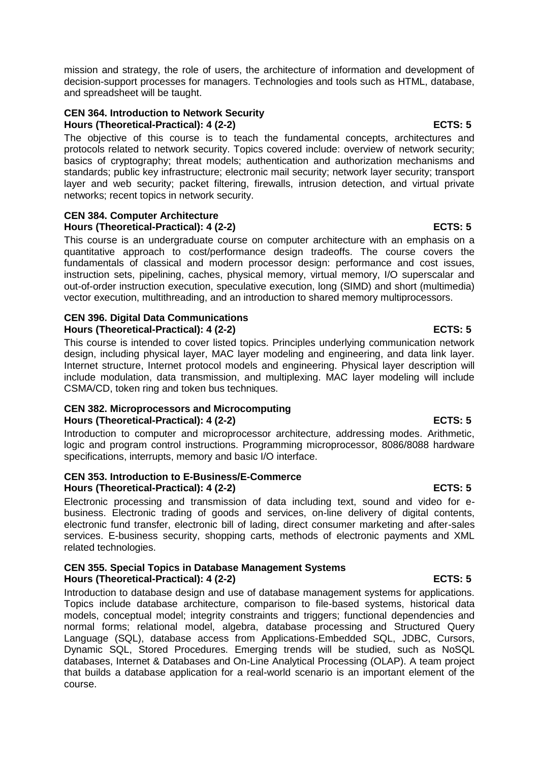mission and strategy, the role of users, the architecture of information and development of decision-support processes for managers. Technologies and tools such as HTML, database, and spreadsheet will be taught.

**CEN 364. Introduction to Network Security**
**Hours (Theoretical-Practical): 4 (2-2) ECTS: 5**

The objective of this course is to teach the fundamental concepts, architectures and protocols related to network security. Topics covered include: overview of network security; basics of cryptography; threat models; authentication and authorization mechanisms and standards; public key infrastructure; electronic mail security; network layer security; transport layer and web security; packet filtering, firewalls, intrusion detection, and virtual private networks; recent topics in network security.

**CEN 384. Computer Architecture**
**Hours (Theoretical-Practical): 4 (2-2) ECTS: 5**

This course is an undergraduate course on computer architecture with an emphasis on a quantitative approach to cost/performance design tradeoffs. The course covers the fundamentals of classical and modern processor design: performance and cost issues, instruction sets, pipelining, caches, physical memory, virtual memory, I/O superscalar and out-of-order instruction execution, speculative execution, long (SIMD) and short (multimedia) vector execution, multithreading, and an introduction to shared memory multiprocessors.

**CEN 396. Digital Data Communications**
**Hours (Theoretical-Practical): 4 (2-2) ECTS: 5**

This course is intended to cover listed topics. Principles underlying communication network design, including physical layer, MAC layer modeling and engineering, and data link layer. Internet structure, Internet protocol models and engineering. Physical layer description will include modulation, data transmission, and multiplexing. MAC layer modeling will include CSMA/CD, token ring and token bus techniques.

**CEN 382. Microprocessors and Microcomputing**
**Hours (Theoretical-Practical): 4 (2-2) ECTS: 5**

Introduction to computer and microprocessor architecture, addressing modes. Arithmetic, logic and program control instructions. Programming microprocessor, 8086/8088 hardware specifications, interrupts, memory and basic I/O interface.

**CEN 353. Introduction to E-Business/E-Commerce**
**Hours (Theoretical-Practical): 4 (2-2) ECTS: 5**

Electronic processing and transmission of data including text, sound and video for e-business. Electronic trading of goods and services, on-line delivery of digital contents, electronic fund transfer, electronic bill of lading, direct consumer marketing and after-sales services. E-business security, shopping carts, methods of electronic payments and XML related technologies.

**CEN 355. Special Topics in Database Management Systems**
**Hours (Theoretical-Practical): 4 (2-2) ECTS: 5**

Introduction to database design and use of database management systems for applications. Topics include database architecture, comparison to file-based systems, historical data models, conceptual model; integrity constraints and triggers; functional dependencies and normal forms; relational model, algebra, database processing and Structured Query Language (SQL), database access from Applications-Embedded SQL, JDBC, Cursors, Dynamic SQL, Stored Procedures. Emerging trends will be studied, such as NoSQL databases, Internet & Databases and On-Line Analytical Processing (OLAP). A team project that builds a database application for a real-world scenario is an important element of the course.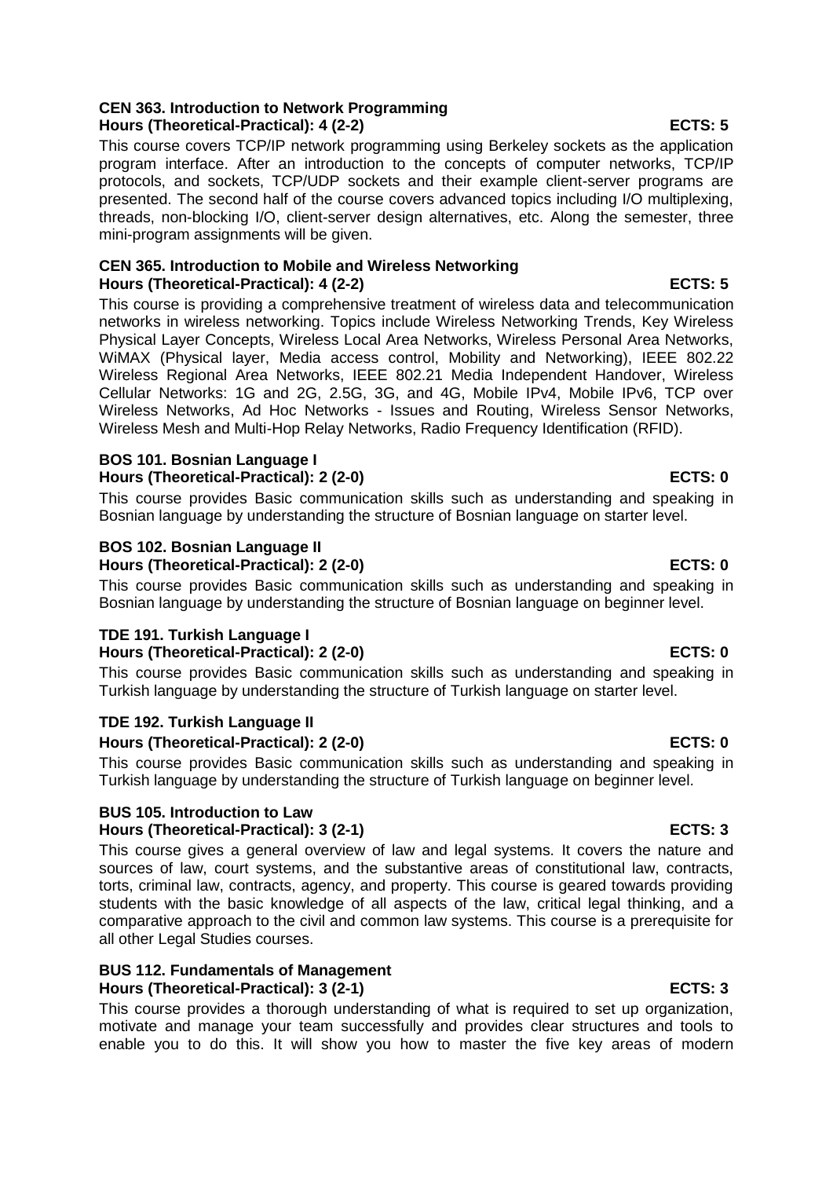### CEN 363. Introduction to Network Programming

**Hours (Theoretical-Practical): 4 (2-2) ECTS: 5**

This course covers TCP/IP network programming using Berkeley sockets as the application program interface. After an introduction to the concepts of computer networks, TCP/IP protocols, and sockets, TCP/UDP sockets and their example client-server programs are presented. The second half of the course covers advanced topics including I/O multiplexing, threads, non-blocking I/O, client-server design alternatives, etc. Along the semester, three mini-program assignments will be given.

### CEN 365. Introduction to Mobile and Wireless Networking

**Hours (Theoretical-Practical): 4 (2-2) ECTS: 5**

This course is providing a comprehensive treatment of wireless data and telecommunication networks in wireless networking. Topics include Wireless Networking Trends, Key Wireless Physical Layer Concepts, Wireless Local Area Networks, Wireless Personal Area Networks, WiMAX (Physical layer, Media access control, Mobility and Networking), IEEE 802.22 Wireless Regional Area Networks, IEEE 802.21 Media Independent Handover, Wireless Cellular Networks: 1G and 2G, 2.5G, 3G, and 4G, Mobile IPv4, Mobile IPv6, TCP over Wireless Networks, Ad Hoc Networks - Issues and Routing, Wireless Sensor Networks, Wireless Mesh and Multi-Hop Relay Networks, Radio Frequency Identification (RFID).

### BOS 101. Bosnian Language I

**Hours (Theoretical-Practical): 2 (2-0) ECTS: 0**

This course provides Basic communication skills such as understanding and speaking in Bosnian language by understanding the structure of Bosnian language on starter level.

### BOS 102. Bosnian Language II

**Hours (Theoretical-Practical): 2 (2-0) ECTS: 0**

This course provides Basic communication skills such as understanding and speaking in Bosnian language by understanding the structure of Bosnian language on beginner level.

### TDE 191. Turkish Language I

**Hours (Theoretical-Practical): 2 (2-0) ECTS: 0**

This course provides Basic communication skills such as understanding and speaking in Turkish language by understanding the structure of Turkish language on starter level.

### TDE 192. Turkish Language II

**Hours (Theoretical-Practical): 2 (2-0) ECTS: 0**

This course provides Basic communication skills such as understanding and speaking in Turkish language by understanding the structure of Turkish language on beginner level.

### BUS 105. Introduction to Law

**Hours (Theoretical-Practical): 3 (2-1) ECTS: 3**

This course gives a general overview of law and legal systems. It covers the nature and sources of law, court systems, and the substantive areas of constitutional law, contracts, torts, criminal law, contracts, agency, and property. This course is geared towards providing students with the basic knowledge of all aspects of the law, critical legal thinking, and a comparative approach to the civil and common law systems. This course is a prerequisite for all other Legal Studies courses.

### BUS 112. Fundamentals of Management

**Hours (Theoretical-Practical): 3 (2-1) ECTS: 3**

This course provides a thorough understanding of what is required to set up organization, motivate and manage your team successfully and provides clear structures and tools to enable you to do this. It will show you how to master the five key areas of modern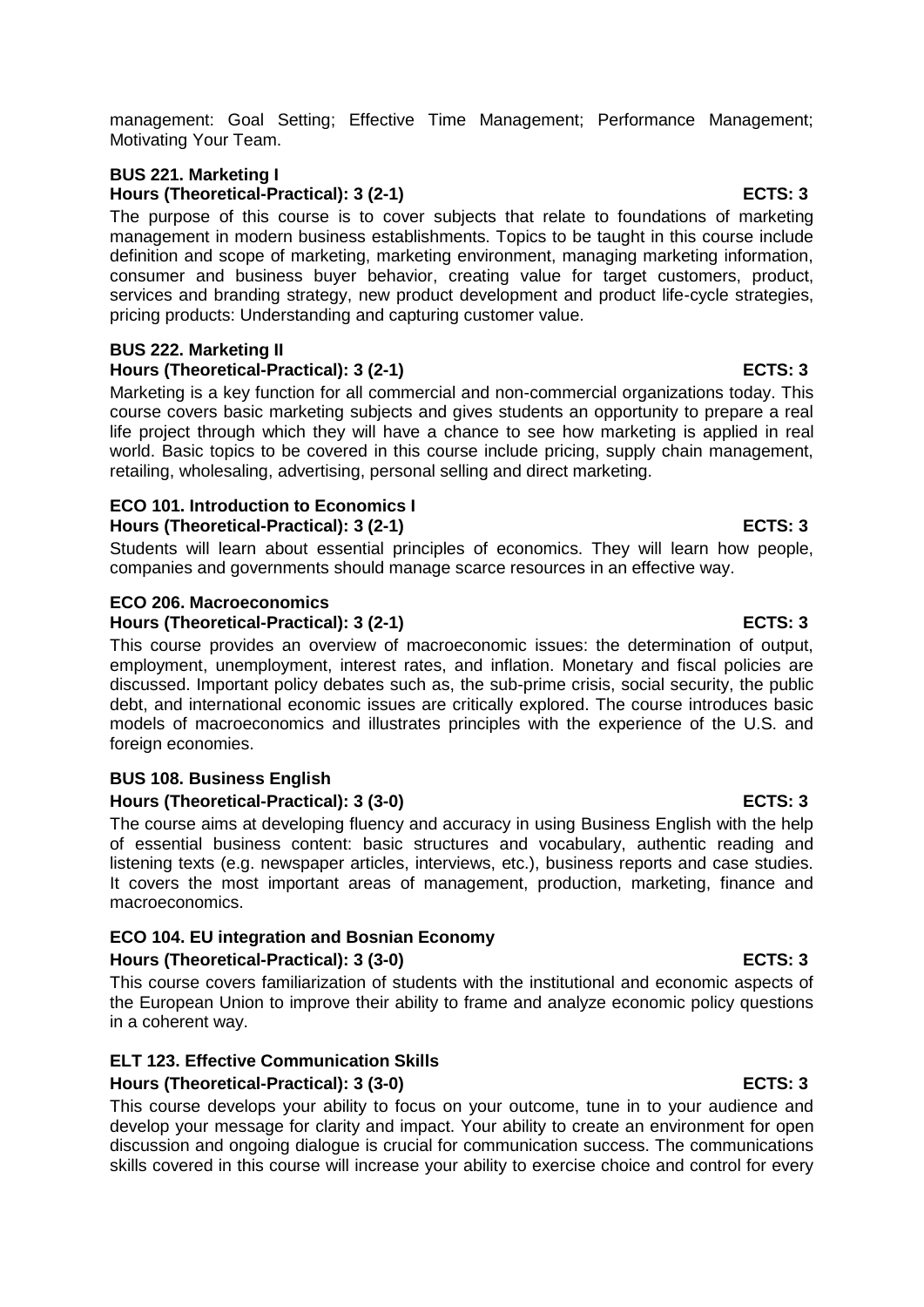management: Goal Setting; Effective Time Management; Performance Management; Motivating Your Team.

**BUS 221. Marketing I**
**Hours (Theoretical-Practical): 3 (2-1) ECTS: 3**

The purpose of this course is to cover subjects that relate to foundations of marketing management in modern business establishments. Topics to be taught in this course include definition and scope of marketing, marketing environment, managing marketing information, consumer and business buyer behavior, creating value for target customers, product, services and branding strategy, new product development and product life-cycle strategies, pricing products: Understanding and capturing customer value.

**BUS 222. Marketing II**
**Hours (Theoretical-Practical): 3 (2-1) ECTS: 3**

Marketing is a key function for all commercial and non-commercial organizations today. This course covers basic marketing subjects and gives students an opportunity to prepare a real life project through which they will have a chance to see how marketing is applied in real world. Basic topics to be covered in this course include pricing, supply chain management, retailing, wholesaling, advertising, personal selling and direct marketing.

**ECO 101. Introduction to Economics I**
**Hours (Theoretical-Practical): 3 (2-1) ECTS: 3**

Students will learn about essential principles of economics. They will learn how people, companies and governments should manage scarce resources in an effective way.

**ECO 206. Macroeconomics**
**Hours (Theoretical-Practical): 3 (2-1) ECTS: 3**

This course provides an overview of macroeconomic issues: the determination of output, employment, unemployment, interest rates, and inflation. Monetary and fiscal policies are discussed. Important policy debates such as, the sub-prime crisis, social security, the public debt, and international economic issues are critically explored. The course introduces basic models of macroeconomics and illustrates principles with the experience of the U.S. and foreign economies.

**BUS 108. Business English**
**Hours (Theoretical-Practical): 3 (3-0) ECTS: 3**

The course aims at developing fluency and accuracy in using Business English with the help of essential business content: basic structures and vocabulary, authentic reading and listening texts (e.g. newspaper articles, interviews, etc.), business reports and case studies. It covers the most important areas of management, production, marketing, finance and macroeconomics.

**ECO 104. EU integration and Bosnian Economy**
**Hours (Theoretical-Practical): 3 (3-0) ECTS: 3**

This course covers familiarization of students with the institutional and economic aspects of the European Union to improve their ability to frame and analyze economic policy questions in a coherent way.

**ELT 123. Effective Communication Skills**
**Hours (Theoretical-Practical): 3 (3-0) ECTS: 3**

This course develops your ability to focus on your outcome, tune in to your audience and develop your message for clarity and impact. Your ability to create an environment for open discussion and ongoing dialogue is crucial for communication success. The communications skills covered in this course will increase your ability to exercise choice and control for every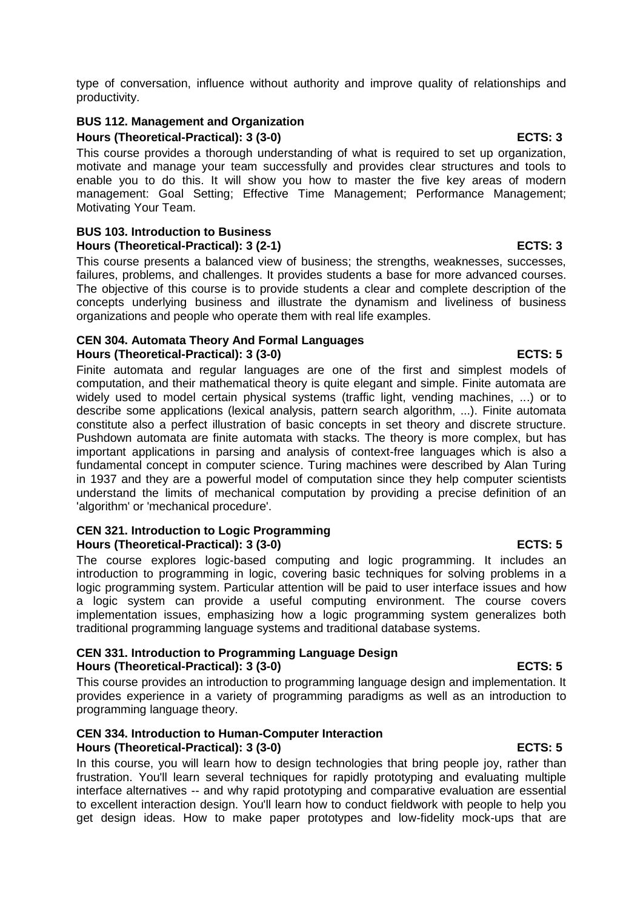type of conversation, influence without authority and improve quality of relationships and productivity.

### BUS 112. Management and Organization

**Hours (Theoretical-Practical): 3 (3-0) ECTS: 3**

This course provides a thorough understanding of what is required to set up organization, motivate and manage your team successfully and provides clear structures and tools to enable you to do this. It will show you how to master the five key areas of modern management: Goal Setting; Effective Time Management; Performance Management; Motivating Your Team.

### BUS 103. Introduction to Business

**Hours (Theoretical-Practical): 3 (2-1) ECTS: 3**

This course presents a balanced view of business; the strengths, weaknesses, successes, failures, problems, and challenges. It provides students a base for more advanced courses. The objective of this course is to provide students a clear and complete description of the concepts underlying business and illustrate the dynamism and liveliness of business organizations and people who operate them with real life examples.

### CEN 304. Automata Theory And Formal Languages

**Hours (Theoretical-Practical): 3 (3-0) ECTS: 5**

Finite automata and regular languages are one of the first and simplest models of computation, and their mathematical theory is quite elegant and simple. Finite automata are widely used to model certain physical systems (traffic light, vending machines, ...) or to describe some applications (lexical analysis, pattern search algorithm, ...). Finite automata constitute also a perfect illustration of basic concepts in set theory and discrete structure. Pushdown automata are finite automata with stacks. The theory is more complex, but has important applications in parsing and analysis of context-free languages which is also a fundamental concept in computer science. Turing machines were described by Alan Turing in 1937 and they are a powerful model of computation since they help computer scientists understand the limits of mechanical computation by providing a precise definition of an 'algorithm' or 'mechanical procedure'.

### CEN 321. Introduction to Logic Programming

**Hours (Theoretical-Practical): 3 (3-0) ECTS: 5**

The course explores logic-based computing and logic programming. It includes an introduction to programming in logic, covering basic techniques for solving problems in a logic programming system. Particular attention will be paid to user interface issues and how a logic system can provide a useful computing environment. The course covers implementation issues, emphasizing how a logic programming system generalizes both traditional programming language systems and traditional database systems.

### CEN 331. Introduction to Programming Language Design

**Hours (Theoretical-Practical): 3 (3-0) ECTS: 5**

This course provides an introduction to programming language design and implementation. It provides experience in a variety of programming paradigms as well as an introduction to programming language theory.

### CEN 334. Introduction to Human-Computer Interaction

**Hours (Theoretical-Practical): 3 (3-0) ECTS: 5**

In this course, you will learn how to design technologies that bring people joy, rather than frustration. You'll learn several techniques for rapidly prototyping and evaluating multiple interface alternatives -- and why rapid prototyping and comparative evaluation are essential to excellent interaction design. You'll learn how to conduct fieldwork with people to help you get design ideas. How to make paper prototypes and low-fidelity mock-ups that are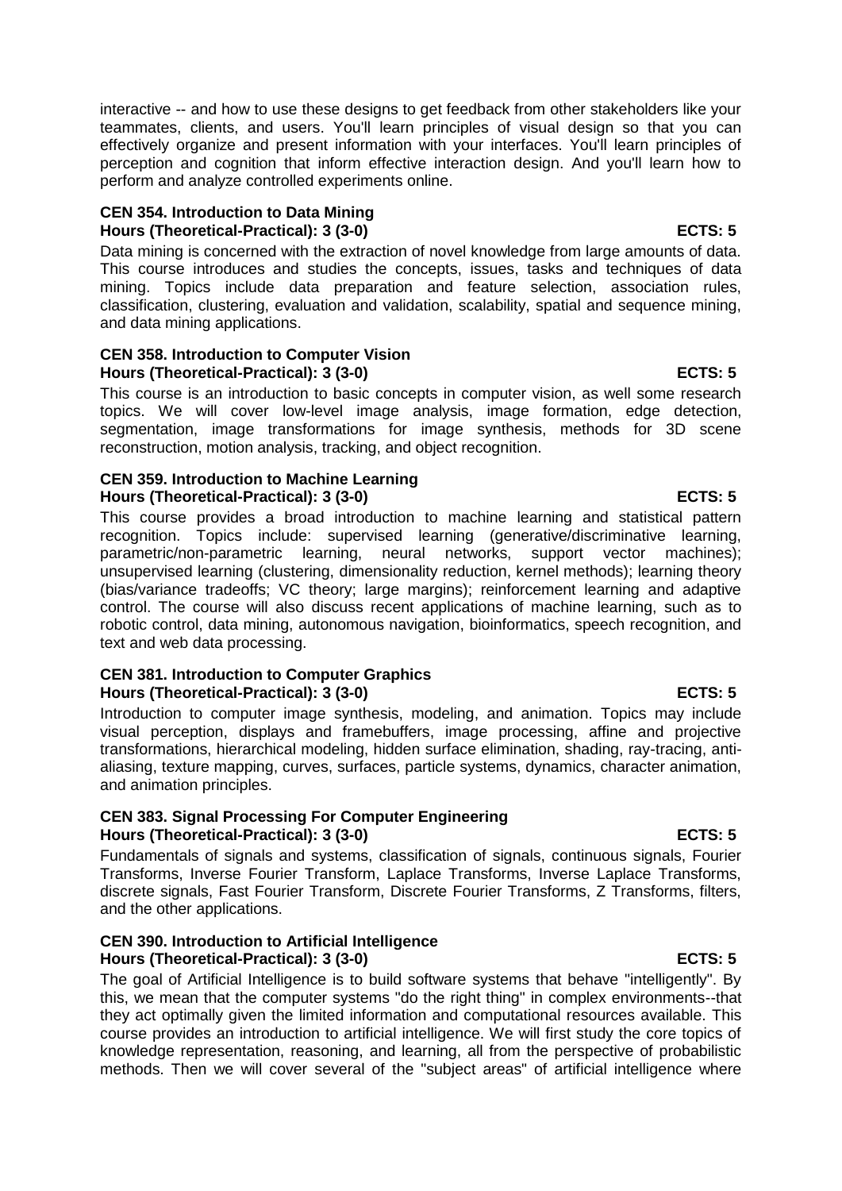interactive -- and how to use these designs to get feedback from other stakeholders like your teammates, clients, and users. You'll learn principles of visual design so that you can effectively organize and present information with your interfaces. You'll learn principles of perception and cognition that inform effective interaction design. And you'll learn how to perform and analyze controlled experiments online.

**CEN 354. Introduction to Data Mining**
**Hours (Theoretical-Practical): 3 (3-0) ECTS: 5**

Data mining is concerned with the extraction of novel knowledge from large amounts of data. This course introduces and studies the concepts, issues, tasks and techniques of data mining. Topics include data preparation and feature selection, association rules, classification, clustering, evaluation and validation, scalability, spatial and sequence mining, and data mining applications.

**CEN 358. Introduction to Computer Vision**
**Hours (Theoretical-Practical): 3 (3-0) ECTS: 5**

This course is an introduction to basic concepts in computer vision, as well some research topics. We will cover low-level image analysis, image formation, edge detection, segmentation, image transformations for image synthesis, methods for 3D scene reconstruction, motion analysis, tracking, and object recognition.

**CEN 359. Introduction to Machine Learning**
**Hours (Theoretical-Practical): 3 (3-0) ECTS: 5**

This course provides a broad introduction to machine learning and statistical pattern recognition. Topics include: supervised learning (generative/discriminative learning, parametric/non-parametric learning, neural networks, support vector machines); unsupervised learning (clustering, dimensionality reduction, kernel methods); learning theory (bias/variance tradeoffs; VC theory; large margins); reinforcement learning and adaptive control. The course will also discuss recent applications of machine learning, such as to robotic control, data mining, autonomous navigation, bioinformatics, speech recognition, and text and web data processing.

**CEN 381. Introduction to Computer Graphics**
**Hours (Theoretical-Practical): 3 (3-0) ECTS: 5**

Introduction to computer image synthesis, modeling, and animation. Topics may include visual perception, displays and framebuffers, image processing, affine and projective transformations, hierarchical modeling, hidden surface elimination, shading, ray-tracing, anti-aliasing, texture mapping, curves, surfaces, particle systems, dynamics, character animation, and animation principles.

**CEN 383. Signal Processing For Computer Engineering**
**Hours (Theoretical-Practical): 3 (3-0) ECTS: 5**

Fundamentals of signals and systems, classification of signals, continuous signals, Fourier Transforms, Inverse Fourier Transform, Laplace Transforms, Inverse Laplace Transforms, discrete signals, Fast Fourier Transform, Discrete Fourier Transforms, Z Transforms, filters, and the other applications.

**CEN 390. Introduction to Artificial Intelligence**
**Hours (Theoretical-Practical): 3 (3-0) ECTS: 5**

The goal of Artificial Intelligence is to build software systems that behave "intelligently". By this, we mean that the computer systems "do the right thing" in complex environments--that they act optimally given the limited information and computational resources available. This course provides an introduction to artificial intelligence. We will first study the core topics of knowledge representation, reasoning, and learning, all from the perspective of probabilistic methods. Then we will cover several of the "subject areas" of artificial intelligence where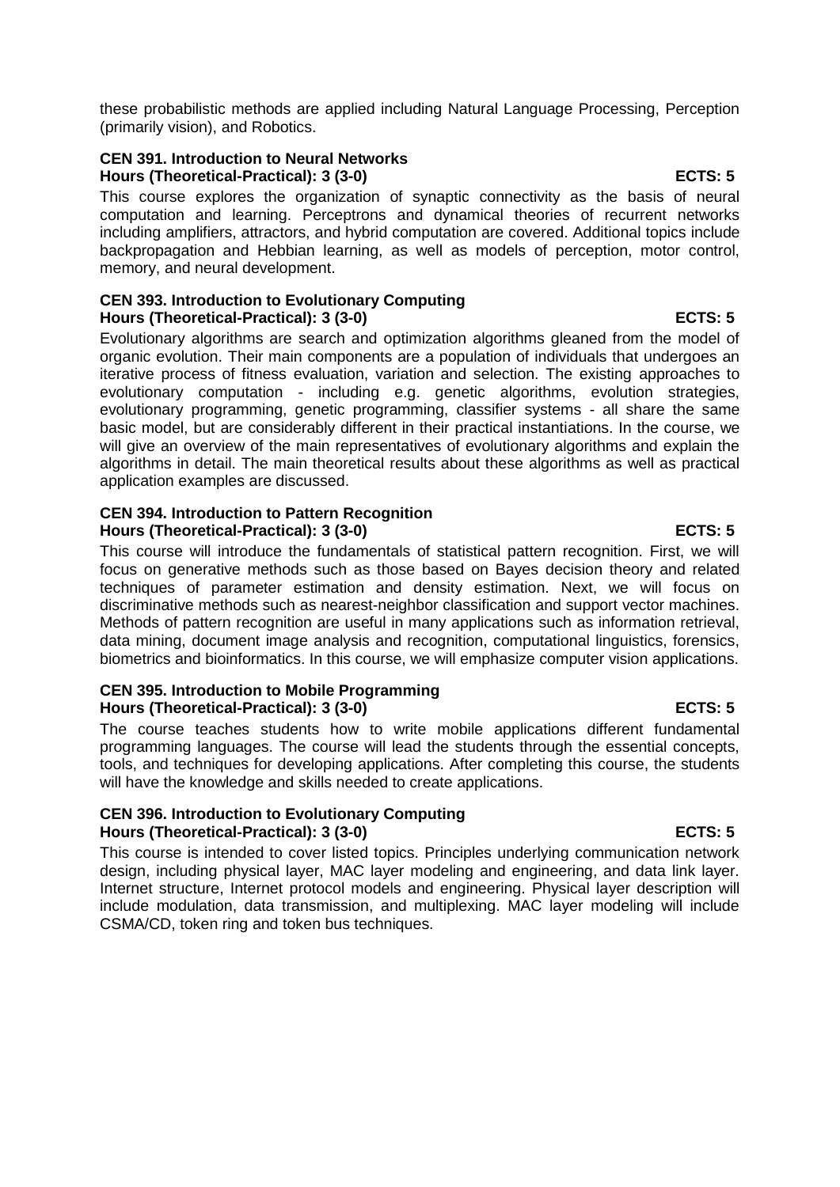these probabilistic methods are applied including Natural Language Processing, Perception (primarily vision), and Robotics.

**CEN 391. Introduction to Neural Networks**
**Hours (Theoretical-Practical): 3 (3-0) ECTS: 5**

This course explores the organization of synaptic connectivity as the basis of neural computation and learning. Perceptrons and dynamical theories of recurrent networks including amplifiers, attractors, and hybrid computation are covered. Additional topics include backpropagation and Hebbian learning, as well as models of perception, motor control, memory, and neural development.

**CEN 393. Introduction to Evolutionary Computing**
**Hours (Theoretical-Practical): 3 (3-0) ECTS: 5**

Evolutionary algorithms are search and optimization algorithms gleaned from the model of organic evolution. Their main components are a population of individuals that undergoes an iterative process of fitness evaluation, variation and selection. The existing approaches to evolutionary computation - including e.g. genetic algorithms, evolution strategies, evolutionary programming, genetic programming, classifier systems - all share the same basic model, but are considerably different in their practical instantiations. In the course, we will give an overview of the main representatives of evolutionary algorithms and explain the algorithms in detail. The main theoretical results about these algorithms as well as practical application examples are discussed.

**CEN 394. Introduction to Pattern Recognition**
**Hours (Theoretical-Practical): 3 (3-0) ECTS: 5**

This course will introduce the fundamentals of statistical pattern recognition. First, we will focus on generative methods such as those based on Bayes decision theory and related techniques of parameter estimation and density estimation. Next, we will focus on discriminative methods such as nearest-neighbor classification and support vector machines. Methods of pattern recognition are useful in many applications such as information retrieval, data mining, document image analysis and recognition, computational linguistics, forensics, biometrics and bioinformatics. In this course, we will emphasize computer vision applications.

**CEN 395. Introduction to Mobile Programming**
**Hours (Theoretical-Practical): 3 (3-0) ECTS: 5**

The course teaches students how to write mobile applications different fundamental programming languages. The course will lead the students through the essential concepts, tools, and techniques for developing applications. After completing this course, the students will have the knowledge and skills needed to create applications.

**CEN 396. Introduction to Evolutionary Computing**
**Hours (Theoretical-Practical): 3 (3-0) ECTS: 5**

This course is intended to cover listed topics. Principles underlying communication network design, including physical layer, MAC layer modeling and engineering, and data link layer. Internet structure, Internet protocol models and engineering. Physical layer description will include modulation, data transmission, and multiplexing. MAC layer modeling will include CSMA/CD, token ring and token bus techniques.